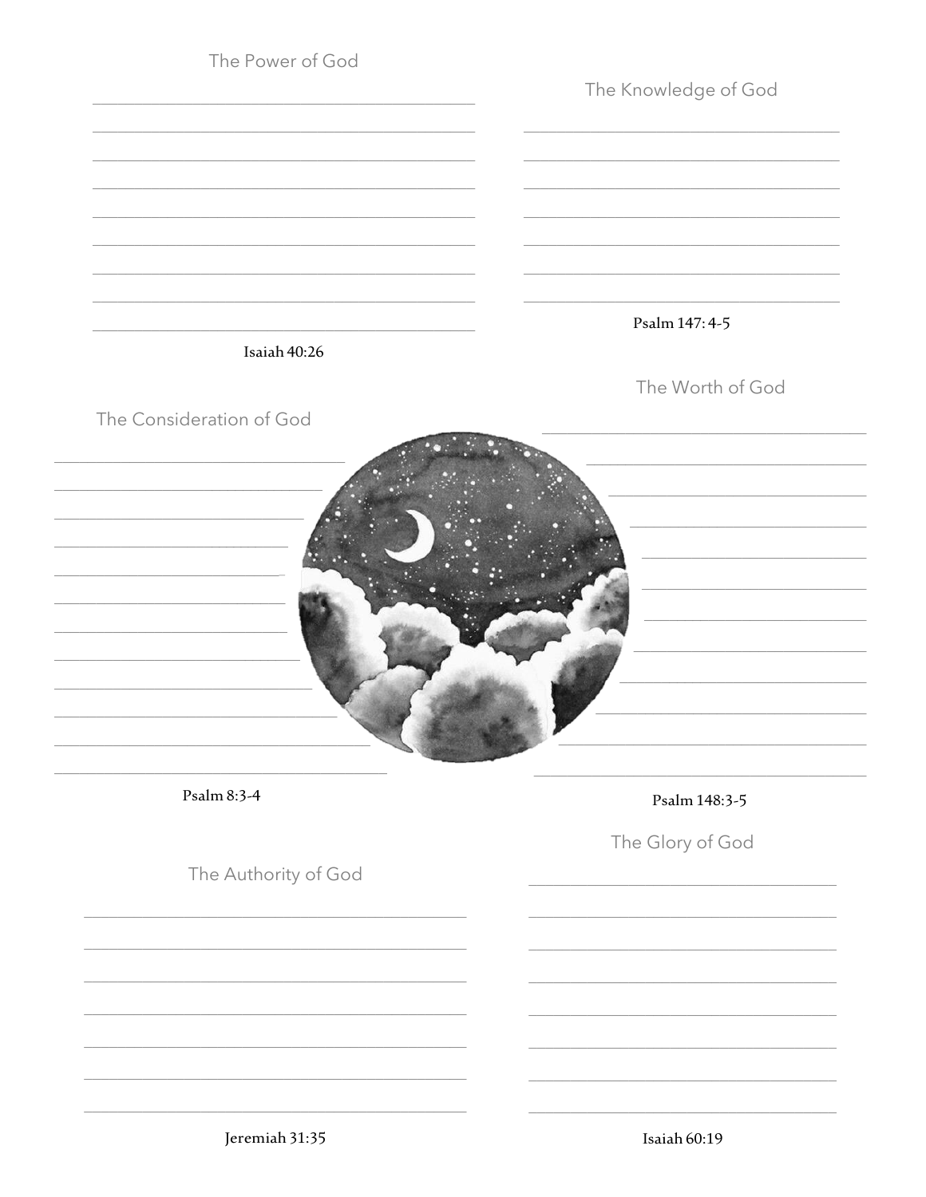## The Power of God

Isaiah 40:26

## The Knowledge of God

Psalm 147: 4-5

## The Consideration of God

Psalm 8:3-4

## The Worth of God

Psalm 148:3-5

## The Authority of God

Jeremiah 31:35

## The Glory of God

Isaiah 60:19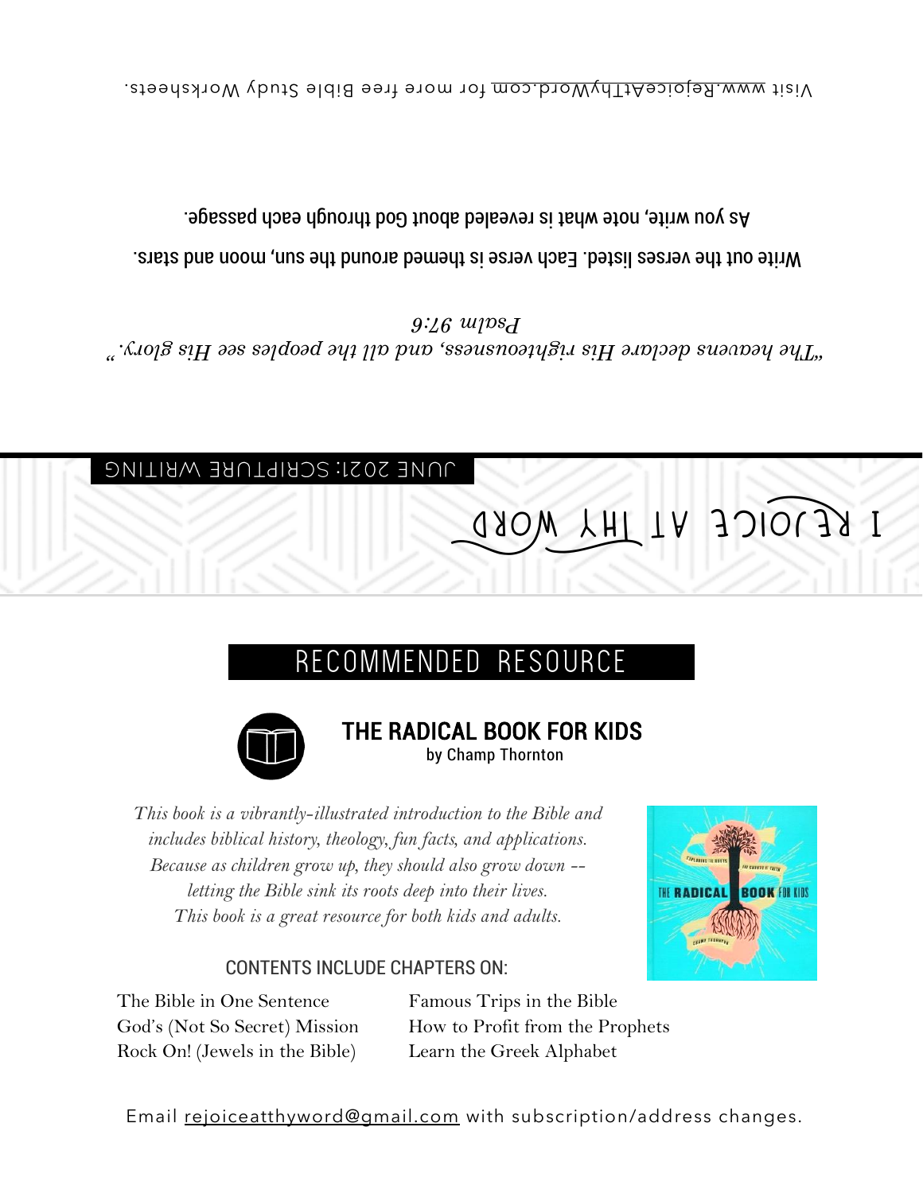# I REJOICE AT THY WORD

JUNE 2021: SCRIPTURE WRITING

*"The heavens declare His righteousness, and all the peoples see His glory."*
*Psalm 97:6*

**Write out the verses listed. Each verse is themed around the sun, moon and stars.**

**As you write, note what is revealed about God through each passage.**

Visit www.RejoiceAtThyWord.com for more free Bible Study Worksheets.

## RECOMMENDED RESOURCE

### THE RADICAL BOOK FOR KIDS

by Champ Thornton

*This book is a vibrantly-illustrated introduction to the Bible and includes biblical history, theology, fun facts, and applications. Because as children grow up, they should also grow down -- letting the Bible sink its roots deep into their lives. This book is a great resource for both kids and adults.*

CONTENTS INCLUDE CHAPTERS ON:

- The Bible in One Sentence
- God's (Not So Secret) Mission
- Rock On! (Jewels in the Bible)
- Famous Trips in the Bible
- How to Profit from the Prophets
- Learn the Greek Alphabet

Email rejoiceatthyword@gmail.com with subscription/address changes.